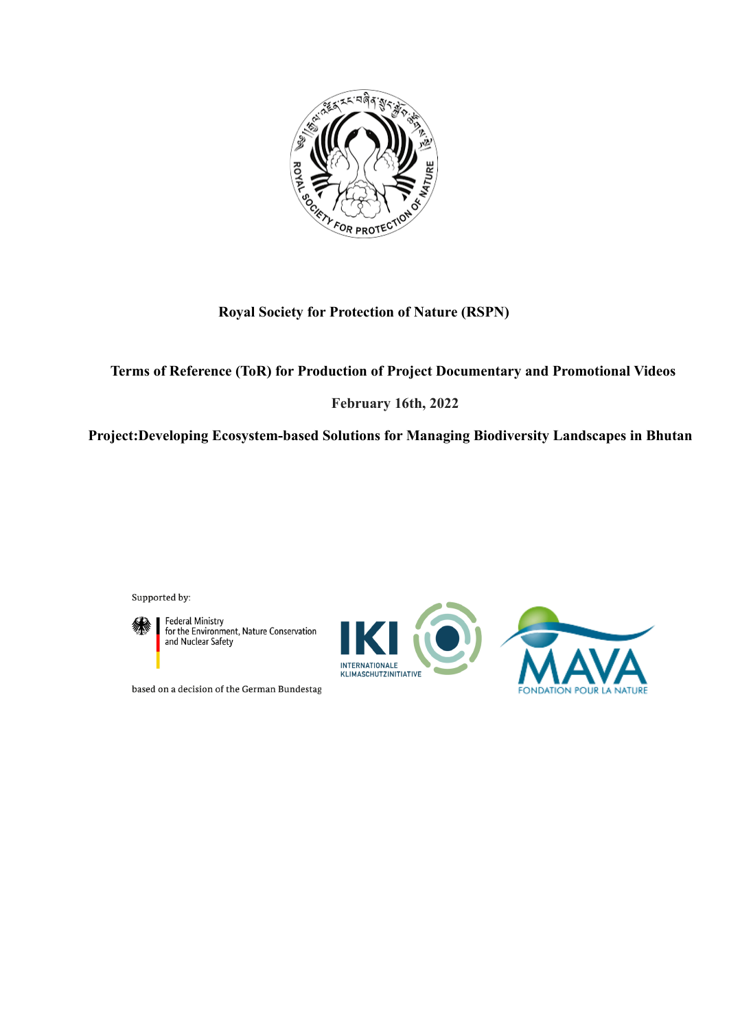**Royal Society for Protection of Nature (RSPN)**

**Terms of Reference (ToR) for Production of Project Documentary and Promotional Videos**

**February 16th, 2022**

**Project:Developing Ecosystem-based Solutions for Managing Biodiversity Landscapes in Bhutan**

Supported by:

Federal Ministry for the Environment, Nature Conservation and Nuclear Safety

based on a decision of the German Bundestag

IKI INTERNATIONALE KLIMASCHUTZINITIATIVE

MAVA FONDATION POUR LA NATURE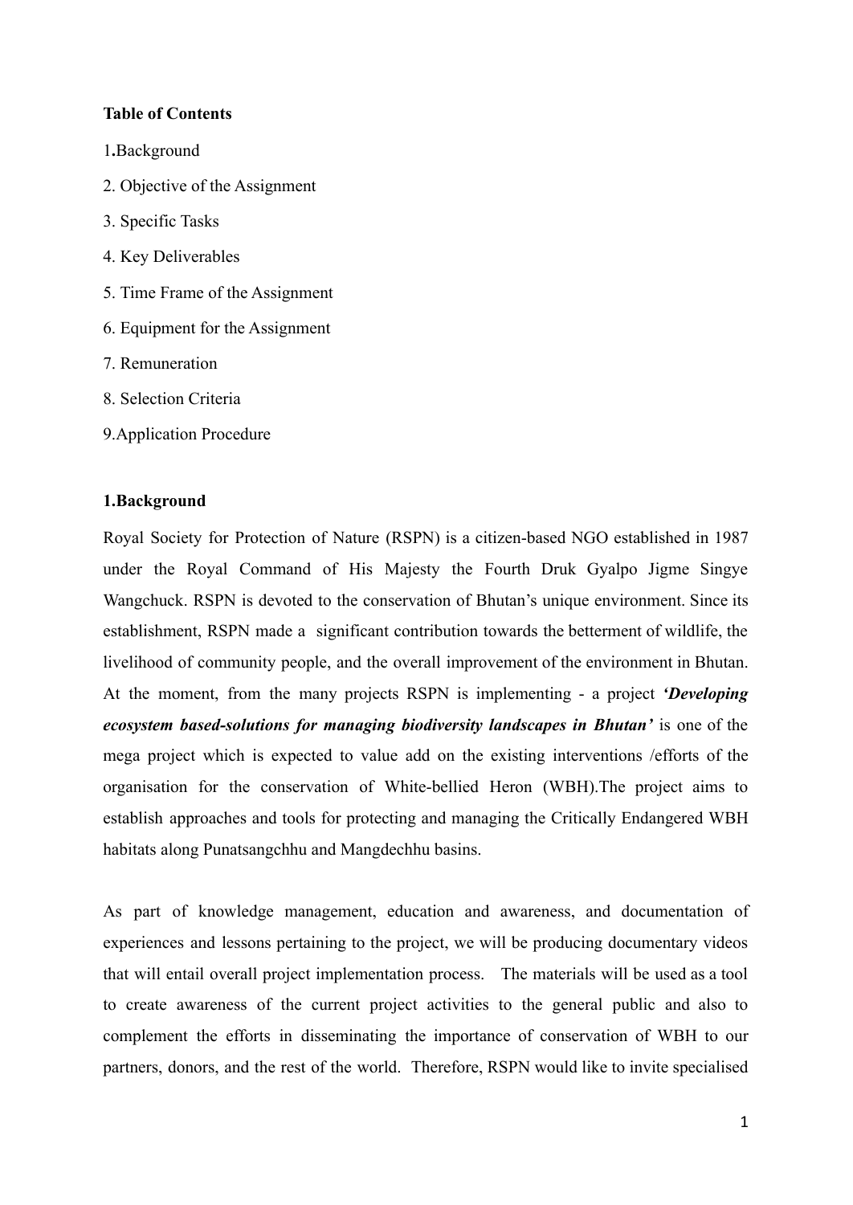**Table of Contents**

1**.**Background

2. Objective of the Assignment

3. Specific Tasks

4. Key Deliverables

5. Time Frame of the Assignment

6. Equipment for the Assignment

7. Remuneration

8. Selection Criteria

9.Application Procedure

**1.Background**

Royal Society for Protection of Nature (RSPN) is a citizen-based NGO established in 1987 under the Royal Command of His Majesty the Fourth Druk Gyalpo Jigme Singye Wangchuck. RSPN is devoted to the conservation of Bhutan's unique environment. Since its establishment, RSPN made a significant contribution towards the betterment of wildlife, the livelihood of community people, and the overall improvement of the environment in Bhutan. At the moment, from the many projects RSPN is implementing - a project ***'Developing ecosystem based-solutions for managing biodiversity landscapes in Bhutan'*** is one of the mega project which is expected to value add on the existing interventions /efforts of the organisation for the conservation of White-bellied Heron (WBH).The project aims to establish approaches and tools for protecting and managing the Critically Endangered WBH habitats along Punatsangchhu and Mangdechhu basins.

As part of knowledge management, education and awareness, and documentation of experiences and lessons pertaining to the project, we will be producing documentary videos that will entail overall project implementation process. The materials will be used as a tool to create awareness of the current project activities to the general public and also to complement the efforts in disseminating the importance of conservation of WBH to our partners, donors, and the rest of the world. Therefore, RSPN would like to invite specialised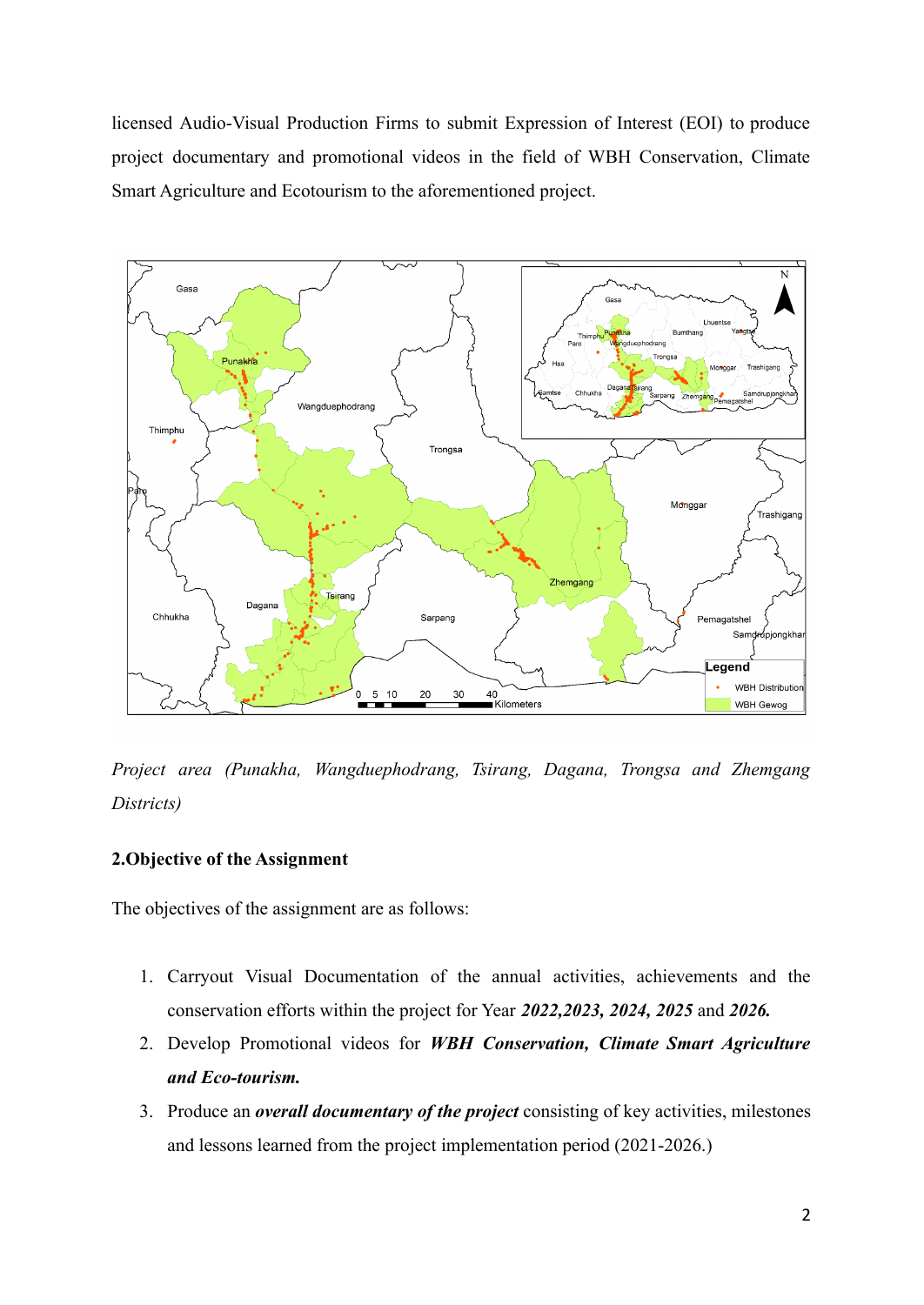licensed Audio-Visual Production Firms to submit Expression of Interest (EOI) to produce project documentary and promotional videos in the field of WBH Conservation, Climate Smart Agriculture and Ecotourism to the aforementioned project.

*Project area (Punakha, Wangduephodrang, Tsirang, Dagana, Trongsa and Zhemgang Districts)*

## 2.Objective of the Assignment

The objectives of the assignment are as follows:

1. Carryout Visual Documentation of the annual activities, achievements and the conservation efforts within the project for Year ***2022,2023, 2024, 2025*** and ***2026.***
2. Develop Promotional videos for ***WBH Conservation, Climate Smart Agriculture and Eco-tourism.***
3. Produce an ***overall documentary of the project*** consisting of key activities, milestones and lessons learned from the project implementation period (2021-2026.)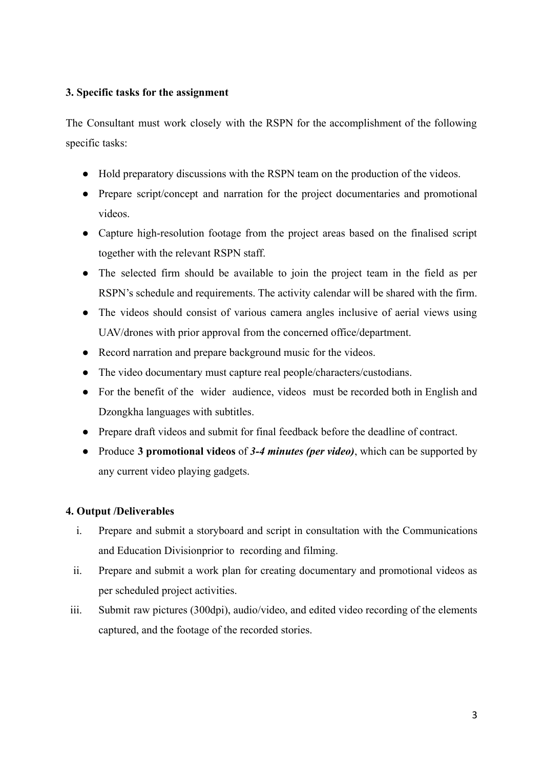### 3. Specific tasks for the assignment

The Consultant must work closely with the RSPN for the accomplishment of the following specific tasks:

- Hold preparatory discussions with the RSPN team on the production of the videos.
- Prepare script/concept and narration for the project documentaries and promotional videos.
- Capture high-resolution footage from the project areas based on the finalised script together with the relevant RSPN staff.
- The selected firm should be available to join the project team in the field as per RSPN's schedule and requirements. The activity calendar will be shared with the firm.
- The videos should consist of various camera angles inclusive of aerial views using UAV/drones with prior approval from the concerned office/department.
- Record narration and prepare background music for the videos.
- The video documentary must capture real people/characters/custodians.
- For the benefit of the wider audience, videos must be recorded both in English and Dzongkha languages with subtitles.
- Prepare draft videos and submit for final feedback before the deadline of contract.
- Produce **3 promotional videos** of ***3-4 minutes (per video)***, which can be supported by any current video playing gadgets.

### 4. Output /Deliverables

i. Prepare and submit a storyboard and script in consultation with the Communications and Education Divisionprior to recording and filming.

ii. Prepare and submit a work plan for creating documentary and promotional videos as per scheduled project activities.

iii. Submit raw pictures (300dpi), audio/video, and edited video recording of the elements captured, and the footage of the recorded stories.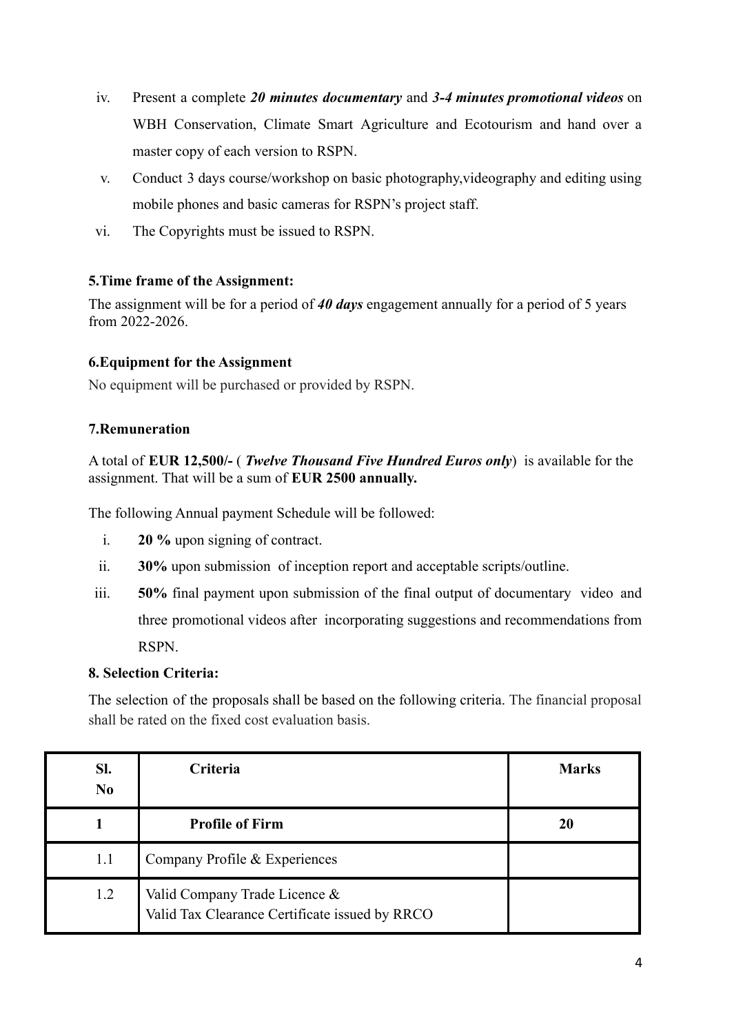iv. Present a complete ***20 minutes documentary*** and ***3-4 minutes promotional videos*** on WBH Conservation, Climate Smart Agriculture and Ecotourism and hand over a master copy of each version to RSPN.

v. Conduct 3 days course/workshop on basic photography,videography and editing using mobile phones and basic cameras for RSPN's project staff.

vi. The Copyrights must be issued to RSPN.

**5.Time frame of the Assignment:**

The assignment will be for a period of ***40 days*** engagement annually for a period of 5 years from 2022-2026.

**6.Equipment for the Assignment**

No equipment will be purchased or provided by RSPN.

**7.Remuneration**

A total of **EUR 12,500/-** ( ***Twelve Thousand Five Hundred Euros only***) is available for the assignment. That will be a sum of **EUR 2500 annually.**

The following Annual payment Schedule will be followed:

i. **20 %** upon signing of contract.

ii. **30%** upon submission of inception report and acceptable scripts/outline.

iii. **50%** final payment upon submission of the final output of documentary video and three promotional videos after incorporating suggestions and recommendations from RSPN.

**8. Selection Criteria:**

The selection of the proposals shall be based on the following criteria. The financial proposal shall be rated on the fixed cost evaluation basis.

| Sl. No | Criteria | Marks |
|---|---|---|
| **1** | **Profile of Firm** | **20** |
| 1.1 | Company Profile & Experiences | |
| 1.2 | Valid Company Trade Licence & Valid Tax Clearance Certificate issued by RRCO | |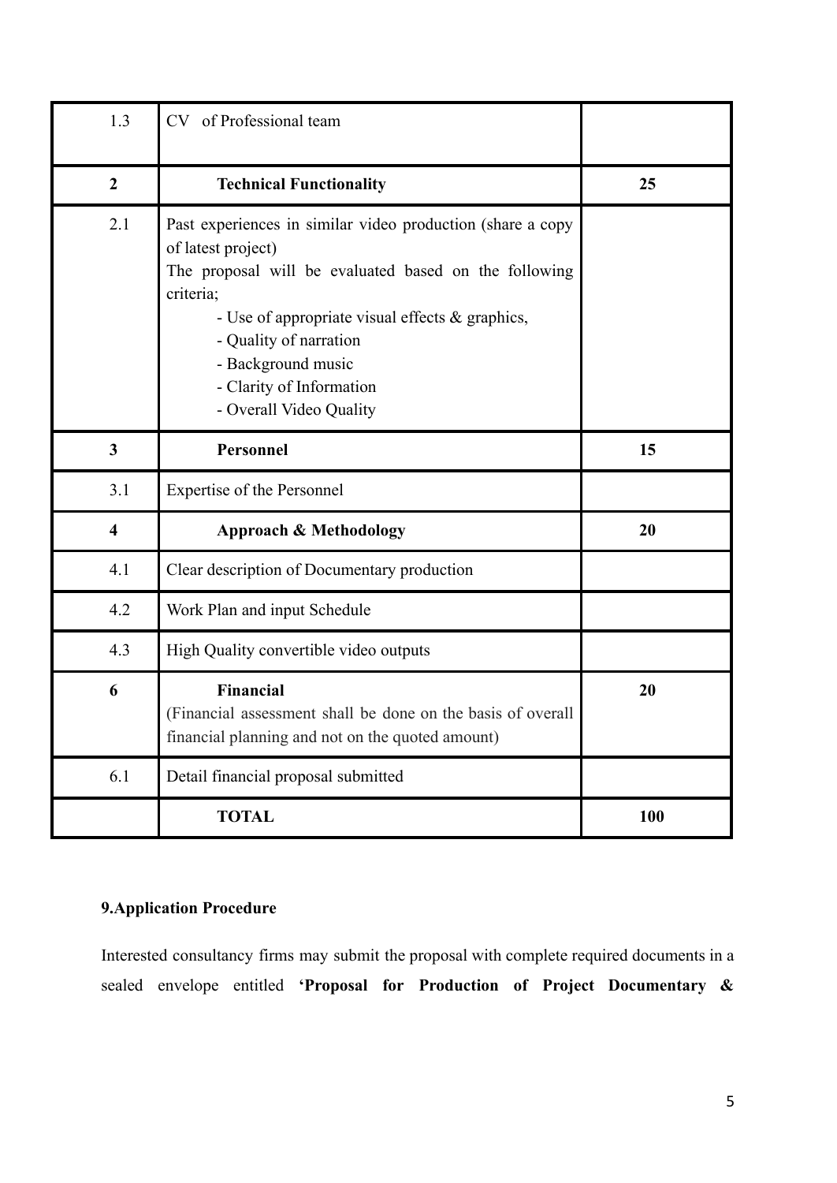| | | |
|---|---|---|
| 1.3 | CV of Professional team | |
| **2** | **Technical Functionality** | **25** |
| 2.1 | Past experiences in similar video production (share a copy of latest project)<br>The proposal will be evaluated based on the following criteria;<br>- Use of appropriate visual effects & graphics,<br>- Quality of narration<br>- Background music<br>- Clarity of Information<br>- Overall Video Quality | |
| **3** | **Personnel** | **15** |
| 3.1 | Expertise of the Personnel | |
| **4** | **Approach & Methodology** | **20** |
| 4.1 | Clear description of Documentary production | |
| 4.2 | Work Plan and input Schedule | |
| 4.3 | High Quality convertible video outputs | |
| **6** | **Financial**<br>(Financial assessment shall be done on the basis of overall financial planning and not on the quoted amount) | **20** |
| 6.1 | Detail financial proposal submitted | |
| | **TOTAL** | **100** |

**9.Application Procedure**

Interested consultancy firms may submit the proposal with complete required documents in a sealed envelope entitled **'Proposal for Production of Project Documentary &**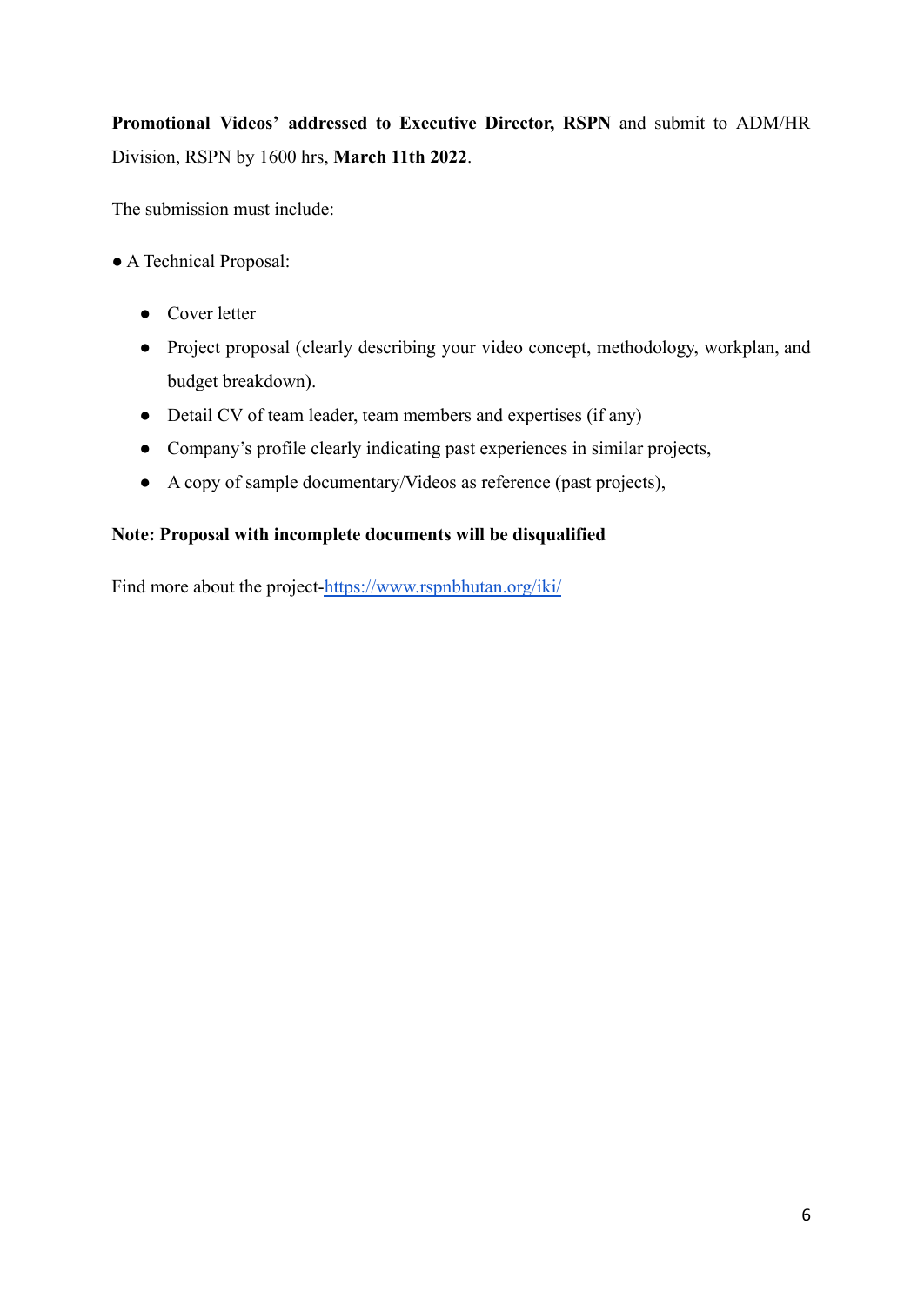**Promotional Videos' addressed to Executive Director, RSPN** and submit to ADM/HR Division, RSPN by 1600 hrs, **March 11th 2022**.

The submission must include:

- A Technical Proposal:
  - Cover letter
  - Project proposal (clearly describing your video concept, methodology, workplan, and budget breakdown).
  - Detail CV of team leader, team members and expertises (if any)
  - Company's profile clearly indicating past experiences in similar projects,
  - A copy of sample documentary/Videos as reference (past projects),

**Note: Proposal with incomplete documents will be disqualified**

Find more about the project-[https://www.rspnbhutan.org/iki/](https://www.rspnbhutan.org/iki/)